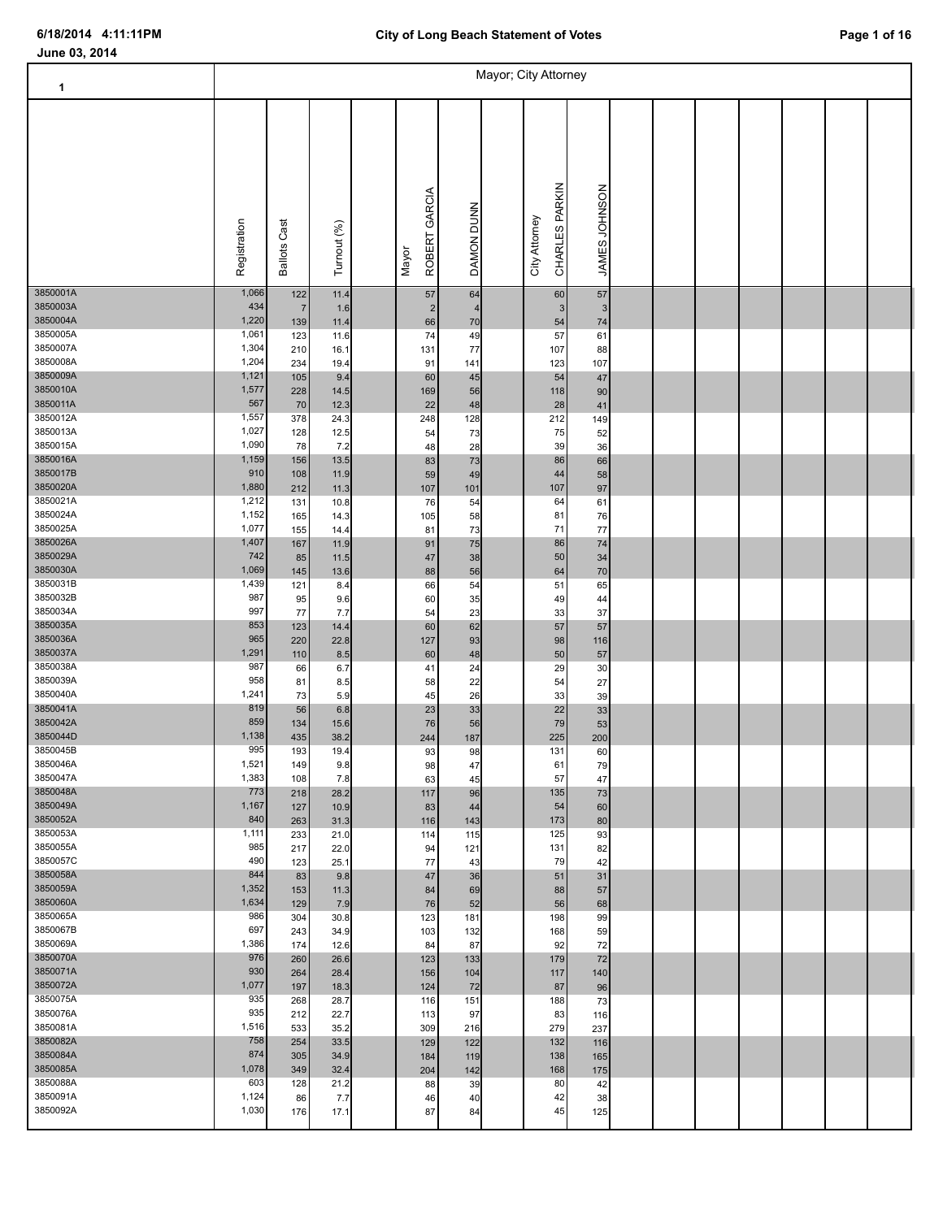June 03, 2014

# City of Long Beach Statement of Votes

| 1 | Registration | Ballots Cast | Turnout (%) | Mayor ROBERT GARCIA | DAMON DUNN | City Attorney CHARLES PARKIN | JAMES JOHNSON |
|---|---|---|---|---|---|---|---|
| | | | | Mayor; City Attorney | | | |
| 3850001A | 1,066 | 122 | 11.4 | 57 | 64 | 60 | 57 |
| 3850003A | 434 | 7 | 1.6 | 2 | 4 | 3 | 3 |
| 3850004A | 1,220 | 139 | 11.4 | 66 | 70 | 54 | 74 |
| 3850005A | 1,061 | 123 | 11.6 | 74 | 49 | 57 | 61 |
| 3850007A | 1,304 | 210 | 16.1 | 131 | 77 | 107 | 88 |
| 3850008A | 1,204 | 234 | 19.4 | 91 | 141 | 123 | 107 |
| 3850009A | 1,121 | 105 | 9.4 | 60 | 45 | 54 | 47 |
| 3850010A | 1,577 | 228 | 14.5 | 169 | 56 | 118 | 90 |
| 3850011A | 567 | 70 | 12.3 | 22 | 48 | 28 | 41 |
| 3850012A | 1,557 | 378 | 24.3 | 248 | 128 | 212 | 149 |
| 3850013A | 1,027 | 128 | 12.5 | 54 | 73 | 75 | 52 |
| 3850015A | 1,090 | 78 | 7.2 | 48 | 28 | 39 | 36 |
| 3850016A | 1,159 | 156 | 13.5 | 83 | 73 | 86 | 66 |
| 3850017B | 910 | 108 | 11.9 | 59 | 49 | 44 | 58 |
| 3850020A | 1,880 | 212 | 11.3 | 107 | 101 | 107 | 97 |
| 3850021A | 1,212 | 131 | 10.8 | 76 | 54 | 64 | 61 |
| 3850024A | 1,152 | 165 | 14.3 | 105 | 58 | 81 | 76 |
| 3850025A | 1,077 | 155 | 14.4 | 81 | 73 | 71 | 77 |
| 3850026A | 1,407 | 167 | 11.9 | 91 | 75 | 86 | 74 |
| 3850029A | 742 | 85 | 11.5 | 47 | 38 | 50 | 34 |
| 3850030A | 1,069 | 145 | 13.6 | 88 | 56 | 64 | 70 |
| 3850031B | 1,439 | 121 | 8.4 | 66 | 54 | 51 | 65 |
| 3850032B | 987 | 95 | 9.6 | 60 | 35 | 49 | 44 |
| 3850034A | 997 | 77 | 7.7 | 54 | 23 | 33 | 37 |
| 3850035A | 853 | 123 | 14.4 | 60 | 62 | 57 | 57 |
| 3850036A | 965 | 220 | 22.8 | 127 | 93 | 98 | 116 |
| 3850037A | 1,291 | 110 | 8.5 | 60 | 48 | 50 | 57 |
| 3850038A | 987 | 66 | 6.7 | 41 | 24 | 29 | 30 |
| 3850039A | 958 | 81 | 8.5 | 58 | 22 | 54 | 27 |
| 3850040A | 1,241 | 73 | 5.9 | 45 | 26 | 33 | 39 |
| 3850041A | 819 | 56 | 6.8 | 23 | 33 | 22 | 33 |
| 3850042A | 859 | 134 | 15.6 | 76 | 56 | 79 | 53 |
| 3850044D | 1,138 | 435 | 38.2 | 244 | 187 | 225 | 200 |
| 3850045B | 995 | 193 | 19.4 | 93 | 98 | 131 | 60 |
| 3850046A | 1,521 | 149 | 9.8 | 98 | 47 | 61 | 79 |
| 3850047A | 1,383 | 108 | 7.8 | 63 | 45 | 57 | 47 |
| 3850048A | 773 | 218 | 28.2 | 117 | 96 | 135 | 73 |
| 3850049A | 1,167 | 127 | 10.9 | 83 | 44 | 54 | 60 |
| 3850052A | 840 | 263 | 31.3 | 116 | 143 | 173 | 80 |
| 3850053A | 1,111 | 233 | 21.0 | 114 | 115 | 125 | 93 |
| 3850055A | 985 | 217 | 22.0 | 94 | 121 | 131 | 82 |
| 3850057C | 490 | 123 | 25.1 | 77 | 43 | 79 | 42 |
| 3850058A | 844 | 83 | 9.8 | 47 | 36 | 51 | 31 |
| 3850059A | 1,352 | 153 | 11.3 | 84 | 69 | 88 | 57 |
| 3850060A | 1,634 | 129 | 7.9 | 76 | 52 | 56 | 68 |
| 3850065A | 986 | 304 | 30.8 | 123 | 181 | 198 | 99 |
| 3850067B | 697 | 243 | 34.9 | 103 | 132 | 168 | 59 |
| 3850069A | 1,386 | 174 | 12.6 | 84 | 87 | 92 | 72 |
| 3850070A | 976 | 260 | 26.6 | 123 | 133 | 179 | 72 |
| 3850071A | 930 | 264 | 28.4 | 156 | 104 | 117 | 140 |
| 3850072A | 1,077 | 197 | 18.3 | 124 | 72 | 87 | 96 |
| 3850075A | 935 | 268 | 28.7 | 116 | 151 | 188 | 73 |
| 3850076A | 935 | 212 | 22.7 | 113 | 97 | 83 | 116 |
| 3850081A | 1,516 | 533 | 35.2 | 309 | 216 | 279 | 237 |
| 3850082A | 758 | 254 | 33.5 | 129 | 122 | 132 | 116 |
| 3850084A | 874 | 305 | 34.9 | 184 | 119 | 138 | 165 |
| 3850085A | 1,078 | 349 | 32.4 | 204 | 142 | 168 | 175 |
| 3850088A | 603 | 128 | 21.2 | 88 | 39 | 80 | 42 |
| 3850091A | 1,124 | 86 | 7.7 | 46 | 40 | 42 | 38 |
| 3850092A | 1,030 | 176 | 17.1 | 87 | 84 | 45 | 125 |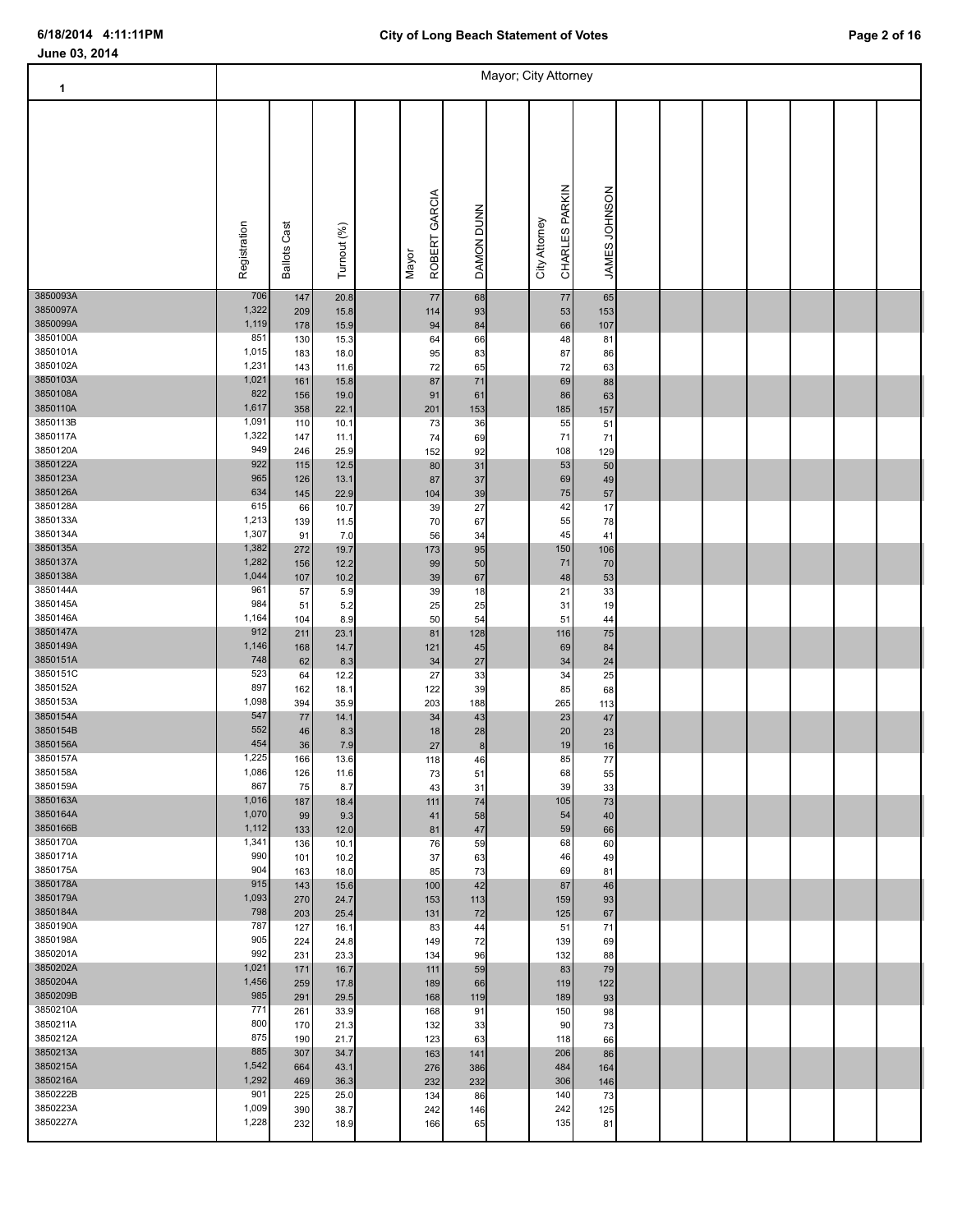# City of Long Beach Statement of Votes

June 03, 2014

| 1 | Registration | Ballots Cast | Turnout (%) | Mayor ROBERT GARCIA | DAMON DUNN | City Attorney CHARLES PARKIN | JAMES JOHNSON |
|---|---|---|---|---|---|---|---|
| | | | | **Mayor; City Attorney** | | | |
| 3850093A | 706 | 147 | 20.8 | 77 | 68 | 77 | 65 |
| 3850097A | 1,322 | 209 | 15.8 | 114 | 93 | 53 | 153 |
| 3850099A | 1,119 | 178 | 15.9 | 94 | 84 | 66 | 107 |
| 3850100A | 851 | 130 | 15.3 | 64 | 66 | 48 | 81 |
| 3850101A | 1,015 | 183 | 18.0 | 95 | 83 | 87 | 86 |
| 3850102A | 1,231 | 143 | 11.6 | 72 | 65 | 72 | 63 |
| 3850103A | 1,021 | 161 | 15.8 | 87 | 71 | 69 | 88 |
| 3850108A | 822 | 156 | 19.0 | 91 | 61 | 86 | 63 |
| 3850110A | 1,617 | 358 | 22.1 | 201 | 153 | 185 | 157 |
| 3850113B | 1,091 | 110 | 10.1 | 73 | 36 | 55 | 51 |
| 3850117A | 1,322 | 147 | 11.1 | 74 | 69 | 71 | 71 |
| 3850120A | 949 | 246 | 25.9 | 152 | 92 | 108 | 129 |
| 3850122A | 922 | 115 | 12.5 | 80 | 31 | 53 | 50 |
| 3850123A | 965 | 126 | 13.1 | 87 | 37 | 69 | 49 |
| 3850126A | 634 | 145 | 22.9 | 104 | 39 | 75 | 57 |
| 3850128A | 615 | 66 | 10.7 | 39 | 27 | 42 | 17 |
| 3850133A | 1,213 | 139 | 11.5 | 70 | 67 | 55 | 78 |
| 3850134A | 1,307 | 91 | 7.0 | 56 | 34 | 45 | 41 |
| 3850135A | 1,382 | 272 | 19.7 | 173 | 95 | 150 | 106 |
| 3850137A | 1,282 | 156 | 12.2 | 99 | 50 | 71 | 70 |
| 3850138A | 1,044 | 107 | 10.2 | 39 | 67 | 48 | 53 |
| 3850144A | 961 | 57 | 5.9 | 39 | 18 | 21 | 33 |
| 3850145A | 984 | 51 | 5.2 | 25 | 25 | 31 | 19 |
| 3850146A | 1,164 | 104 | 8.9 | 50 | 54 | 51 | 44 |
| 3850147A | 912 | 211 | 23.1 | 81 | 128 | 116 | 75 |
| 3850149A | 1,146 | 168 | 14.7 | 121 | 45 | 69 | 84 |
| 3850151A | 748 | 62 | 8.3 | 34 | 27 | 34 | 24 |
| 3850151C | 523 | 64 | 12.2 | 27 | 33 | 34 | 25 |
| 3850152A | 897 | 162 | 18.1 | 122 | 39 | 85 | 68 |
| 3850153A | 1,098 | 394 | 35.9 | 203 | 188 | 265 | 113 |
| 3850154A | 547 | 77 | 14.1 | 34 | 43 | 23 | 47 |
| 3850154B | 552 | 46 | 8.3 | 18 | 28 | 20 | 23 |
| 3850156A | 454 | 36 | 7.9 | 27 | 8 | 19 | 16 |
| 3850157A | 1,225 | 166 | 13.6 | 118 | 46 | 85 | 77 |
| 3850158A | 1,086 | 126 | 11.6 | 73 | 51 | 68 | 55 |
| 3850159A | 867 | 75 | 8.7 | 43 | 31 | 39 | 33 |
| 3850163A | 1,016 | 187 | 18.4 | 111 | 74 | 105 | 73 |
| 3850164A | 1,070 | 99 | 9.3 | 41 | 58 | 54 | 40 |
| 3850166B | 1,112 | 133 | 12.0 | 81 | 47 | 59 | 66 |
| 3850170A | 1,341 | 136 | 10.1 | 76 | 59 | 68 | 60 |
| 3850171A | 990 | 101 | 10.2 | 37 | 63 | 46 | 49 |
| 3850175A | 904 | 163 | 18.0 | 85 | 73 | 69 | 81 |
| 3850178A | 915 | 143 | 15.6 | 100 | 42 | 87 | 46 |
| 3850179A | 1,093 | 270 | 24.7 | 153 | 113 | 159 | 93 |
| 3850184A | 798 | 203 | 25.4 | 131 | 72 | 125 | 67 |
| 3850190A | 787 | 127 | 16.1 | 83 | 44 | 51 | 71 |
| 3850198A | 905 | 224 | 24.8 | 149 | 72 | 139 | 69 |
| 3850201A | 992 | 231 | 23.3 | 134 | 96 | 132 | 88 |
| 3850202A | 1,021 | 171 | 16.7 | 111 | 59 | 83 | 79 |
| 3850204A | 1,456 | 259 | 17.8 | 189 | 66 | 119 | 122 |
| 3850209B | 985 | 291 | 29.5 | 168 | 119 | 189 | 93 |
| 3850210A | 771 | 261 | 33.9 | 168 | 91 | 150 | 98 |
| 3850211A | 800 | 170 | 21.3 | 132 | 33 | 90 | 73 |
| 3850212A | 875 | 190 | 21.7 | 123 | 63 | 118 | 66 |
| 3850213A | 885 | 307 | 34.7 | 163 | 141 | 206 | 86 |
| 3850215A | 1,542 | 664 | 43.1 | 276 | 386 | 484 | 164 |
| 3850216A | 1,292 | 469 | 36.3 | 232 | 232 | 306 | 146 |
| 3850222B | 901 | 225 | 25.0 | 134 | 86 | 140 | 73 |
| 3850223A | 1,009 | 390 | 38.7 | 242 | 146 | 242 | 125 |
| 3850227A | 1,228 | 232 | 18.9 | 166 | 65 | 135 | 81 |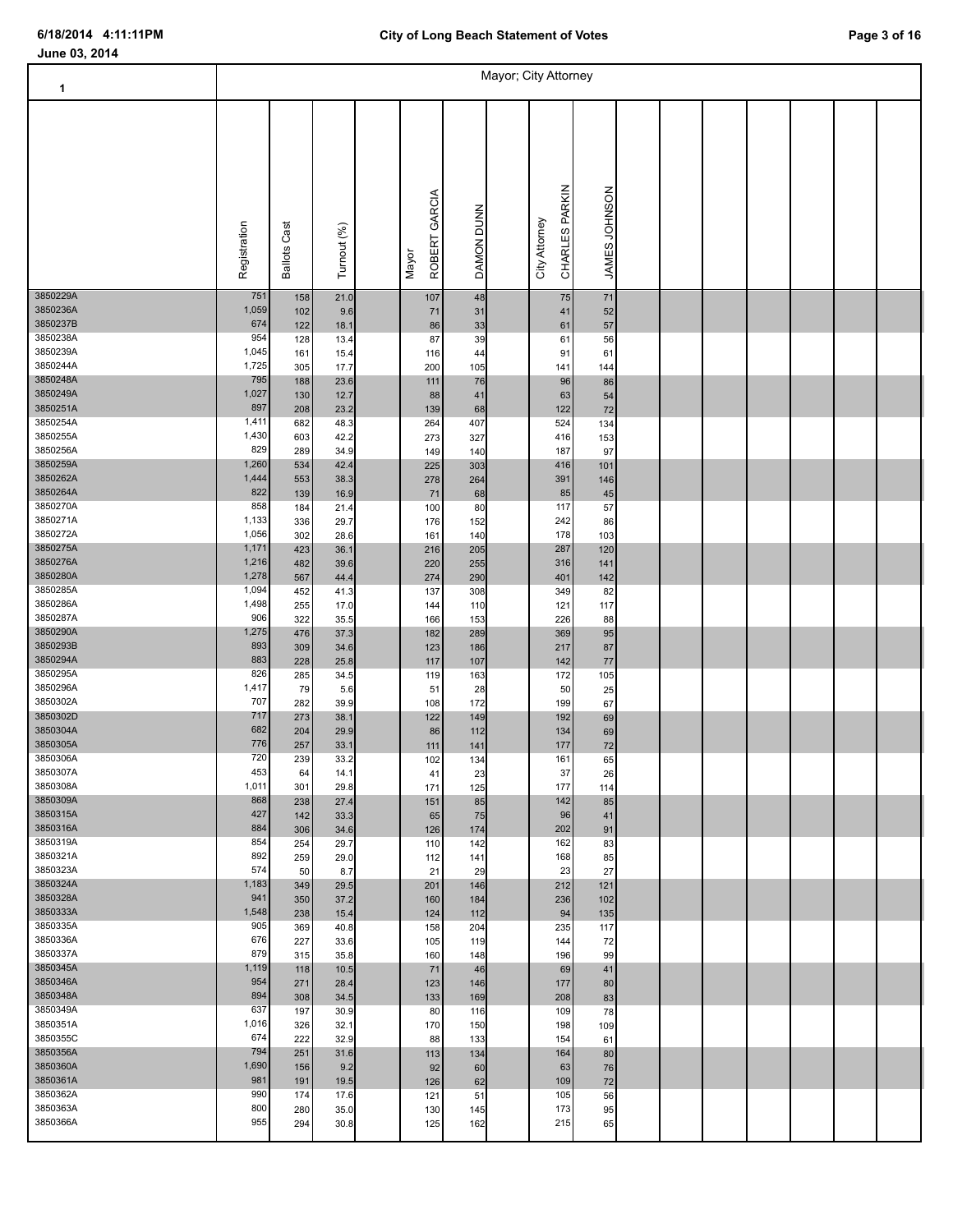June 03, 2014

**City of Long Beach Statement of Votes**

| 1 | Mayor; City Attorney | | | | | | |
|---|---|---|---|---|---|---|---|
| | Registration | Ballots Cast | Turnout (%) | Mayor ROBERT GARCIA | DAMON DUNN | City Attorney CHARLES PARKIN | JAMES JOHNSON |
| 3850229A | 751 | 158 | 21.0 | 107 | 48 | 75 | 71 |
| 3850236A | 1,059 | 102 | 9.6 | 71 | 31 | 41 | 52 |
| 3850237B | 674 | 122 | 18.1 | 86 | 33 | 61 | 57 |
| 3850238A | 954 | 128 | 13.4 | 87 | 39 | 61 | 56 |
| 3850239A | 1,045 | 161 | 15.4 | 116 | 44 | 91 | 61 |
| 3850244A | 1,725 | 305 | 17.7 | 200 | 105 | 141 | 144 |
| 3850248A | 795 | 188 | 23.6 | 111 | 76 | 96 | 86 |
| 3850249A | 1,027 | 130 | 12.7 | 88 | 41 | 63 | 54 |
| 3850251A | 897 | 208 | 23.2 | 139 | 68 | 122 | 72 |
| 3850254A | 1,411 | 682 | 48.3 | 264 | 407 | 524 | 134 |
| 3850255A | 1,430 | 603 | 42.2 | 273 | 327 | 416 | 153 |
| 3850256A | 829 | 289 | 34.9 | 149 | 140 | 187 | 97 |
| 3850259A | 1,260 | 534 | 42.4 | 225 | 303 | 416 | 101 |
| 3850262A | 1,444 | 553 | 38.3 | 278 | 264 | 391 | 146 |
| 3850264A | 822 | 139 | 16.9 | 71 | 68 | 85 | 45 |
| 3850270A | 858 | 184 | 21.4 | 100 | 80 | 117 | 57 |
| 3850271A | 1,133 | 336 | 29.7 | 176 | 152 | 242 | 86 |
| 3850272A | 1,056 | 302 | 28.6 | 161 | 140 | 178 | 103 |
| 3850275A | 1,171 | 423 | 36.1 | 216 | 205 | 287 | 120 |
| 3850276A | 1,216 | 482 | 39.6 | 220 | 255 | 316 | 141 |
| 3850280A | 1,278 | 567 | 44.4 | 274 | 290 | 401 | 142 |
| 3850285A | 1,094 | 452 | 41.3 | 137 | 308 | 349 | 82 |
| 3850286A | 1,498 | 255 | 17.0 | 144 | 110 | 121 | 117 |
| 3850287A | 906 | 322 | 35.5 | 166 | 153 | 226 | 88 |
| 3850290A | 1,275 | 476 | 37.3 | 182 | 289 | 369 | 95 |
| 3850293B | 893 | 309 | 34.6 | 123 | 186 | 217 | 87 |
| 3850294A | 883 | 228 | 25.8 | 117 | 107 | 142 | 77 |
| 3850295A | 826 | 285 | 34.5 | 119 | 163 | 172 | 105 |
| 3850296A | 1,417 | 79 | 5.6 | 51 | 28 | 50 | 25 |
| 3850302A | 707 | 282 | 39.9 | 108 | 172 | 199 | 67 |
| 3850302D | 717 | 273 | 38.1 | 122 | 149 | 192 | 69 |
| 3850304A | 682 | 204 | 29.9 | 86 | 112 | 134 | 69 |
| 3850305A | 776 | 257 | 33.1 | 111 | 141 | 177 | 72 |
| 3850306A | 720 | 239 | 33.2 | 102 | 134 | 161 | 65 |
| 3850307A | 453 | 64 | 14.1 | 41 | 23 | 37 | 26 |
| 3850308A | 1,011 | 301 | 29.8 | 171 | 125 | 177 | 114 |
| 3850309A | 868 | 238 | 27.4 | 151 | 85 | 142 | 85 |
| 3850315A | 427 | 142 | 33.3 | 65 | 75 | 96 | 41 |
| 3850316A | 884 | 306 | 34.6 | 126 | 174 | 202 | 91 |
| 3850319A | 854 | 254 | 29.7 | 110 | 142 | 162 | 83 |
| 3850321A | 892 | 259 | 29.0 | 112 | 141 | 168 | 85 |
| 3850323A | 574 | 50 | 8.7 | 21 | 29 | 23 | 27 |
| 3850324A | 1,183 | 349 | 29.5 | 201 | 146 | 212 | 121 |
| 3850328A | 941 | 350 | 37.2 | 160 | 184 | 236 | 102 |
| 3850333A | 1,548 | 238 | 15.4 | 124 | 112 | 94 | 135 |
| 3850335A | 905 | 369 | 40.8 | 158 | 204 | 235 | 117 |
| 3850336A | 676 | 227 | 33.6 | 105 | 119 | 144 | 72 |
| 3850337A | 879 | 315 | 35.8 | 160 | 148 | 196 | 99 |
| 3850345A | 1,119 | 118 | 10.5 | 71 | 46 | 69 | 41 |
| 3850346A | 954 | 271 | 28.4 | 123 | 146 | 177 | 80 |
| 3850348A | 894 | 308 | 34.5 | 133 | 169 | 208 | 83 |
| 3850349A | 637 | 197 | 30.9 | 80 | 116 | 109 | 78 |
| 3850351A | 1,016 | 326 | 32.1 | 170 | 150 | 198 | 109 |
| 3850355C | 674 | 222 | 32.9 | 88 | 133 | 154 | 61 |
| 3850356A | 794 | 251 | 31.6 | 113 | 134 | 164 | 80 |
| 3850360A | 1,690 | 156 | 9.2 | 92 | 60 | 63 | 76 |
| 3850361A | 981 | 191 | 19.5 | 126 | 62 | 109 | 72 |
| 3850362A | 990 | 174 | 17.6 | 121 | 51 | 105 | 56 |
| 3850363A | 800 | 280 | 35.0 | 130 | 145 | 173 | 95 |
| 3850366A | 955 | 294 | 30.8 | 125 | 162 | 215 | 65 |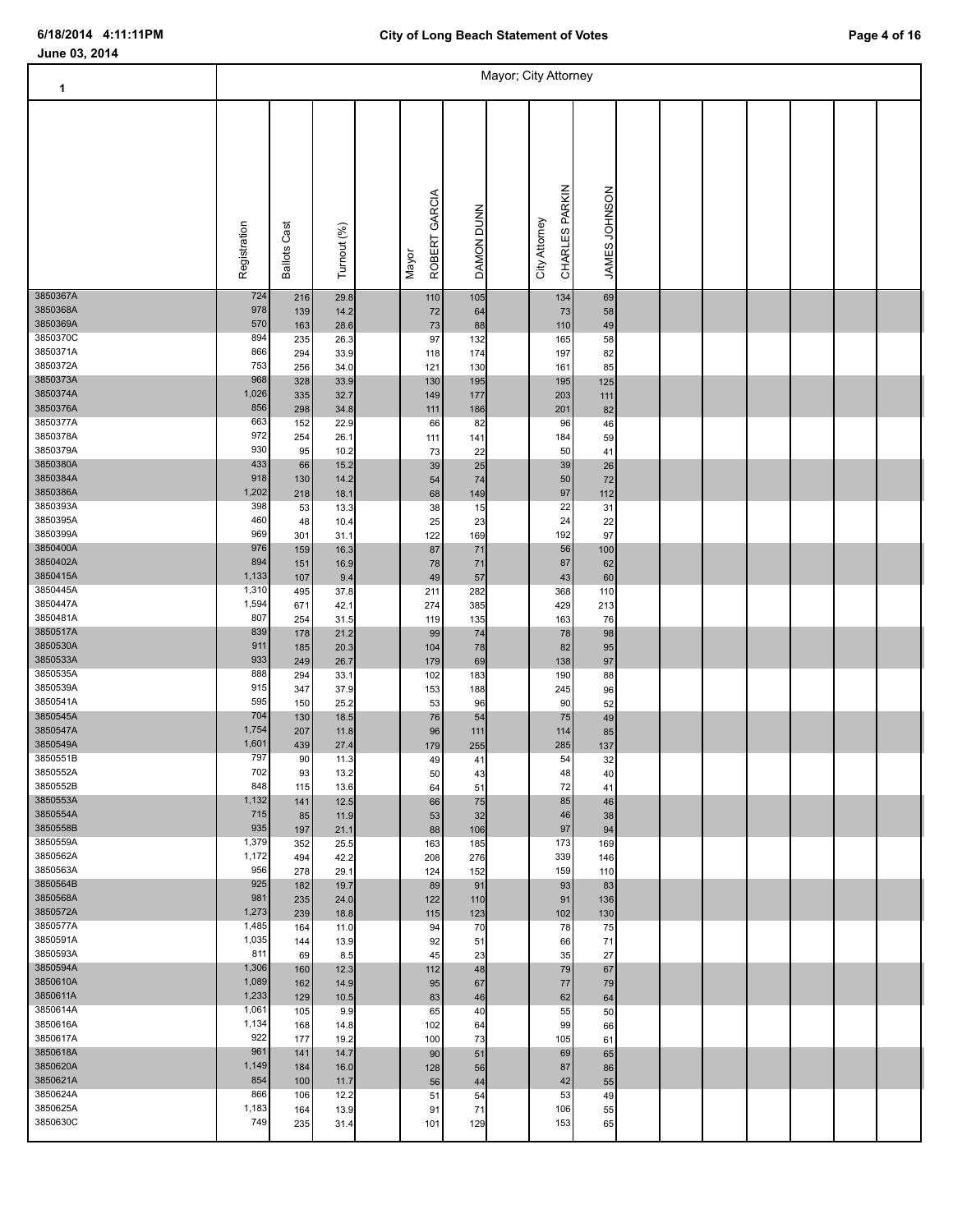**June 03, 2014**

**City of Long Beach Statement of Votes**

| 1 | Registration | Ballots Cast | Turnout (%) | Mayor ROBERT GARCIA | DAMON DUNN | City Attorney CHARLES PARKIN | JAMES JOHNSON |
|---|---|---|---|---|---|---|---|
| | | | | **Mayor; City Attorney** | | | |
| 3850367A | 724 | 216 | 29.8 | 110 | 105 | 134 | 69 |
| 3850368A | 978 | 139 | 14.2 | 72 | 64 | 73 | 58 |
| 3850369A | 570 | 163 | 28.6 | 73 | 88 | 110 | 49 |
| 3850370C | 894 | 235 | 26.3 | 97 | 132 | 165 | 58 |
| 3850371A | 866 | 294 | 33.9 | 118 | 174 | 197 | 82 |
| 3850372A | 753 | 256 | 34.0 | 121 | 130 | 161 | 85 |
| 3850373A | 968 | 328 | 33.9 | 130 | 195 | 195 | 125 |
| 3850374A | 1,026 | 335 | 32.7 | 149 | 177 | 203 | 111 |
| 3850376A | 856 | 298 | 34.8 | 111 | 186 | 201 | 82 |
| 3850377A | 663 | 152 | 22.9 | 66 | 82 | 96 | 46 |
| 3850378A | 972 | 254 | 26.1 | 111 | 141 | 184 | 59 |
| 3850379A | 930 | 95 | 10.2 | 73 | 22 | 50 | 41 |
| 3850380A | 433 | 66 | 15.2 | 39 | 25 | 39 | 26 |
| 3850384A | 918 | 130 | 14.2 | 54 | 74 | 50 | 72 |
| 3850386A | 1,202 | 218 | 18.1 | 68 | 149 | 97 | 112 |
| 3850393A | 398 | 53 | 13.3 | 38 | 15 | 22 | 31 |
| 3850395A | 460 | 48 | 10.4 | 25 | 23 | 24 | 22 |
| 3850399A | 969 | 301 | 31.1 | 122 | 169 | 192 | 97 |
| 3850400A | 976 | 159 | 16.3 | 87 | 71 | 56 | 100 |
| 3850402A | 894 | 151 | 16.9 | 78 | 71 | 87 | 62 |
| 3850415A | 1,133 | 107 | 9.4 | 49 | 57 | 43 | 60 |
| 3850445A | 1,310 | 495 | 37.8 | 211 | 282 | 368 | 110 |
| 3850447A | 1,594 | 671 | 42.1 | 274 | 385 | 429 | 213 |
| 3850481A | 807 | 254 | 31.5 | 119 | 135 | 163 | 76 |
| 3850517A | 839 | 178 | 21.2 | 99 | 74 | 78 | 98 |
| 3850530A | 911 | 185 | 20.3 | 104 | 78 | 82 | 95 |
| 3850533A | 933 | 249 | 26.7 | 179 | 69 | 138 | 97 |
| 3850535A | 888 | 294 | 33.1 | 102 | 183 | 190 | 88 |
| 3850539A | 915 | 347 | 37.9 | 153 | 188 | 245 | 96 |
| 3850541A | 595 | 150 | 25.2 | 53 | 96 | 90 | 52 |
| 3850545A | 704 | 130 | 18.5 | 76 | 54 | 75 | 49 |
| 3850547A | 1,754 | 207 | 11.8 | 96 | 111 | 114 | 85 |
| 3850549A | 1,601 | 439 | 27.4 | 179 | 255 | 285 | 137 |
| 3850551B | 797 | 90 | 11.3 | 49 | 41 | 54 | 32 |
| 3850552A | 702 | 93 | 13.2 | 50 | 43 | 48 | 40 |
| 3850552B | 848 | 115 | 13.6 | 64 | 51 | 72 | 41 |
| 3850553A | 1,132 | 141 | 12.5 | 66 | 75 | 85 | 46 |
| 3850554A | 715 | 85 | 11.9 | 53 | 32 | 46 | 38 |
| 3850558B | 935 | 197 | 21.1 | 88 | 106 | 97 | 94 |
| 3850559A | 1,379 | 352 | 25.5 | 163 | 185 | 173 | 169 |
| 3850562A | 1,172 | 494 | 42.2 | 208 | 276 | 339 | 146 |
| 3850563A | 956 | 278 | 29.1 | 124 | 152 | 159 | 110 |
| 3850564B | 925 | 182 | 19.7 | 89 | 91 | 93 | 83 |
| 3850568A | 981 | 235 | 24.0 | 122 | 110 | 91 | 136 |
| 3850572A | 1,273 | 239 | 18.8 | 115 | 123 | 102 | 130 |
| 3850577A | 1,485 | 164 | 11.0 | 94 | 70 | 78 | 75 |
| 3850591A | 1,035 | 144 | 13.9 | 92 | 51 | 66 | 71 |
| 3850593A | 811 | 69 | 8.5 | 45 | 23 | 35 | 27 |
| 3850594A | 1,306 | 160 | 12.3 | 112 | 48 | 79 | 67 |
| 3850610A | 1,089 | 162 | 14.9 | 95 | 67 | 77 | 79 |
| 3850611A | 1,233 | 129 | 10.5 | 83 | 46 | 62 | 64 |
| 3850614A | 1,061 | 105 | 9.9 | 65 | 40 | 55 | 50 |
| 3850616A | 1,134 | 168 | 14.8 | 102 | 64 | 99 | 66 |
| 3850617A | 922 | 177 | 19.2 | 100 | 73 | 105 | 61 |
| 3850618A | 961 | 141 | 14.7 | 90 | 51 | 69 | 65 |
| 3850620A | 1,149 | 184 | 16.0 | 128 | 56 | 87 | 86 |
| 3850621A | 854 | 100 | 11.7 | 56 | 44 | 42 | 55 |
| 3850624A | 866 | 106 | 12.2 | 51 | 54 | 53 | 49 |
| 3850625A | 1,183 | 164 | 13.9 | 91 | 71 | 106 | 55 |
| 3850630C | 749 | 235 | 31.4 | 101 | 129 | 153 | 65 |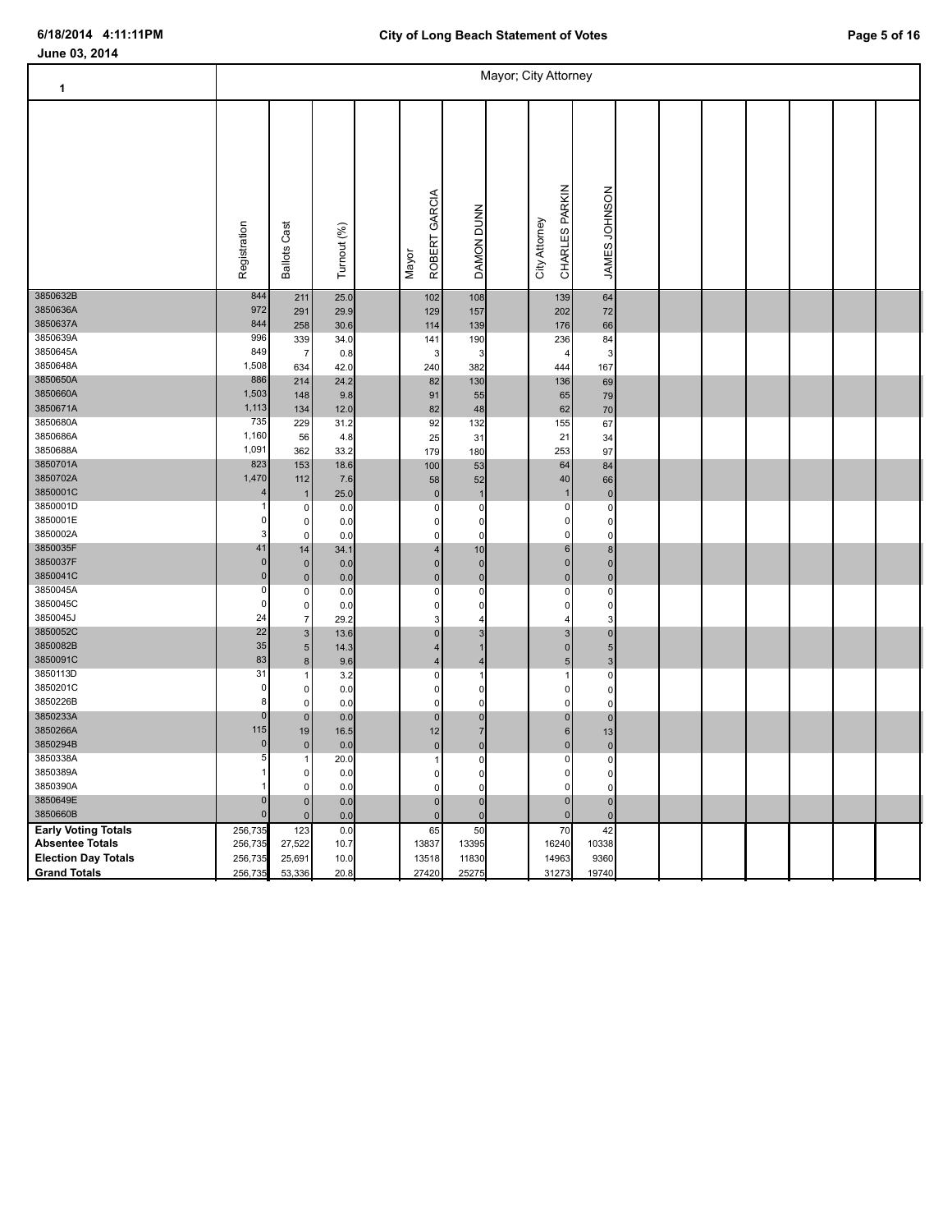June 03, 2014

## City of Long Beach Statement of Votes

| 1 | | | | Mayor | | City Attorney | |
|---|---|---|---|---|---|---|---|
| | Registration | Ballots Cast | Turnout (%) | ROBERT GARCIA | DAMON DUNN | CHARLES PARKIN | JAMES JOHNSON |
| 3850632B | 844 | 211 | 25.0 | 102 | 108 | 139 | 64 |
| 3850636A | 972 | 291 | 29.9 | 129 | 157 | 202 | 72 |
| 3850637A | 844 | 258 | 30.6 | 114 | 139 | 176 | 66 |
| 3850639A | 996 | 339 | 34.0 | 141 | 190 | 236 | 84 |
| 3850645A | 849 | 7 | 0.8 | 3 | 3 | 4 | 3 |
| 3850648A | 1,508 | 634 | 42.0 | 240 | 382 | 444 | 167 |
| 3850650A | 886 | 214 | 24.2 | 82 | 130 | 136 | 69 |
| 3850660A | 1,503 | 148 | 9.8 | 91 | 55 | 65 | 79 |
| 3850671A | 1,113 | 134 | 12.0 | 82 | 48 | 62 | 70 |
| 3850680A | 735 | 229 | 31.2 | 92 | 132 | 155 | 67 |
| 3850686A | 1,160 | 56 | 4.8 | 25 | 31 | 21 | 34 |
| 3850688A | 1,091 | 362 | 33.2 | 179 | 180 | 253 | 97 |
| 3850701A | 823 | 153 | 18.6 | 100 | 53 | 64 | 84 |
| 3850702A | 1,470 | 112 | 7.6 | 58 | 52 | 40 | 66 |
| 3850001C | 4 | 1 | 25.0 | 0 | 1 | 1 | 0 |
| 3850001D | 1 | 0 | 0.0 | 0 | 0 | 0 | 0 |
| 3850001E | 0 | 0 | 0.0 | 0 | 0 | 0 | 0 |
| 3850002A | 3 | 0 | 0.0 | 0 | 0 | 0 | 0 |
| 3850035F | 41 | 14 | 34.1 | 4 | 10 | 6 | 8 |
| 3850037F | 0 | 0 | 0.0 | 0 | 0 | 0 | 0 |
| 3850041C | 0 | 0 | 0.0 | 0 | 0 | 0 | 0 |
| 3850045A | 0 | 0 | 0.0 | 0 | 0 | 0 | 0 |
| 3850045C | 0 | 0 | 0.0 | 0 | 0 | 0 | 0 |
| 3850045J | 24 | 7 | 29.2 | 3 | 4 | 4 | 3 |
| 3850052C | 22 | 3 | 13.6 | 0 | 3 | 3 | 0 |
| 3850082B | 35 | 5 | 14.3 | 4 | 1 | 0 | 5 |
| 3850091C | 83 | 8 | 9.6 | 4 | 4 | 5 | 3 |
| 3850113D | 31 | 1 | 3.2 | 0 | 1 | 1 | 0 |
| 3850201C | 0 | 0 | 0.0 | 0 | 0 | 0 | 0 |
| 3850226B | 8 | 0 | 0.0 | 0 | 0 | 0 | 0 |
| 3850233A | 0 | 0 | 0.0 | 0 | 0 | 0 | 0 |
| 3850266A | 115 | 19 | 16.5 | 12 | 7 | 6 | 13 |
| 3850294B | 0 | 0 | 0.0 | 0 | 0 | 0 | 0 |
| 3850338A | 5 | 1 | 20.0 | 1 | 0 | 0 | 0 |
| 3850389A | 1 | 0 | 0.0 | 0 | 0 | 0 | 0 |
| 3850390A | 1 | 0 | 0.0 | 0 | 0 | 0 | 0 |
| 3850649E | 0 | 0 | 0.0 | 0 | 0 | 0 | 0 |
| 3850660B | 0 | 0 | 0.0 | 0 | 0 | 0 | 0 |
| **Early Voting Totals** | 256,735 | 123 | 0.0 | 65 | 50 | 70 | 42 |
| **Absentee Totals** | 256,735 | 27,522 | 10.7 | 13837 | 13395 | 16240 | 10338 |
| **Election Day Totals** | 256,735 | 25,691 | 10.0 | 13518 | 11830 | 14963 | 9360 |
| **Grand Totals** | 256,735 | 53,336 | 20.8 | 27420 | 25275 | 31273 | 19740 |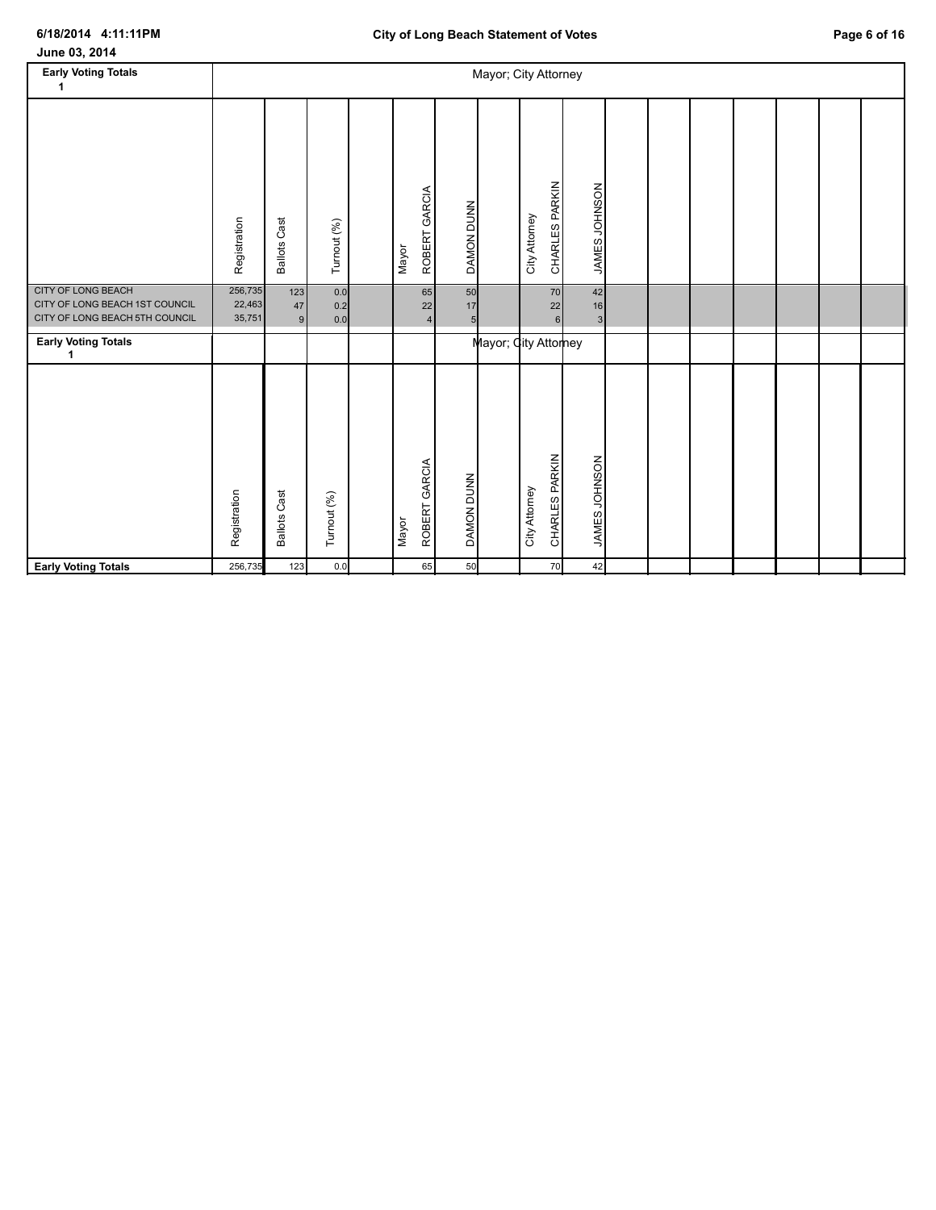## Early Voting Totals 1

| | Registration | Ballots Cast | Turnout (%) | | Mayor ROBERT GARCIA | DAMON DUNN | | City Attorney CHARLES PARKIN | JAMES JOHNSON |
|---|---|---|---|---|---|---|---|---|---|
| | | | | | Mayor; City Attorney | | | | |
| CITY OF LONG BEACH | 256,735 | 123 | 0.0 | | 65 | 50 | | 70 | 42 |
| CITY OF LONG BEACH 1ST COUNCIL | 22,463 | 47 | 0.2 | | 22 | 17 | | 22 | 16 |
| CITY OF LONG BEACH 5TH COUNCIL | 35,751 | 9 | 0.0 | | 4 | 5 | | 6 | 3 |

## Early Voting Totals 1

| | Registration | Ballots Cast | Turnout (%) | | Mayor ROBERT GARCIA | DAMON DUNN | | City Attorney CHARLES PARKIN | JAMES JOHNSON |
|---|---|---|---|---|---|---|---|---|---|
| | | | | | Mayor; City Attorney | | | | |
| **Early Voting Totals** | 256,735 | 123 | 0.0 | | 65 | 50 | | 70 | 42 |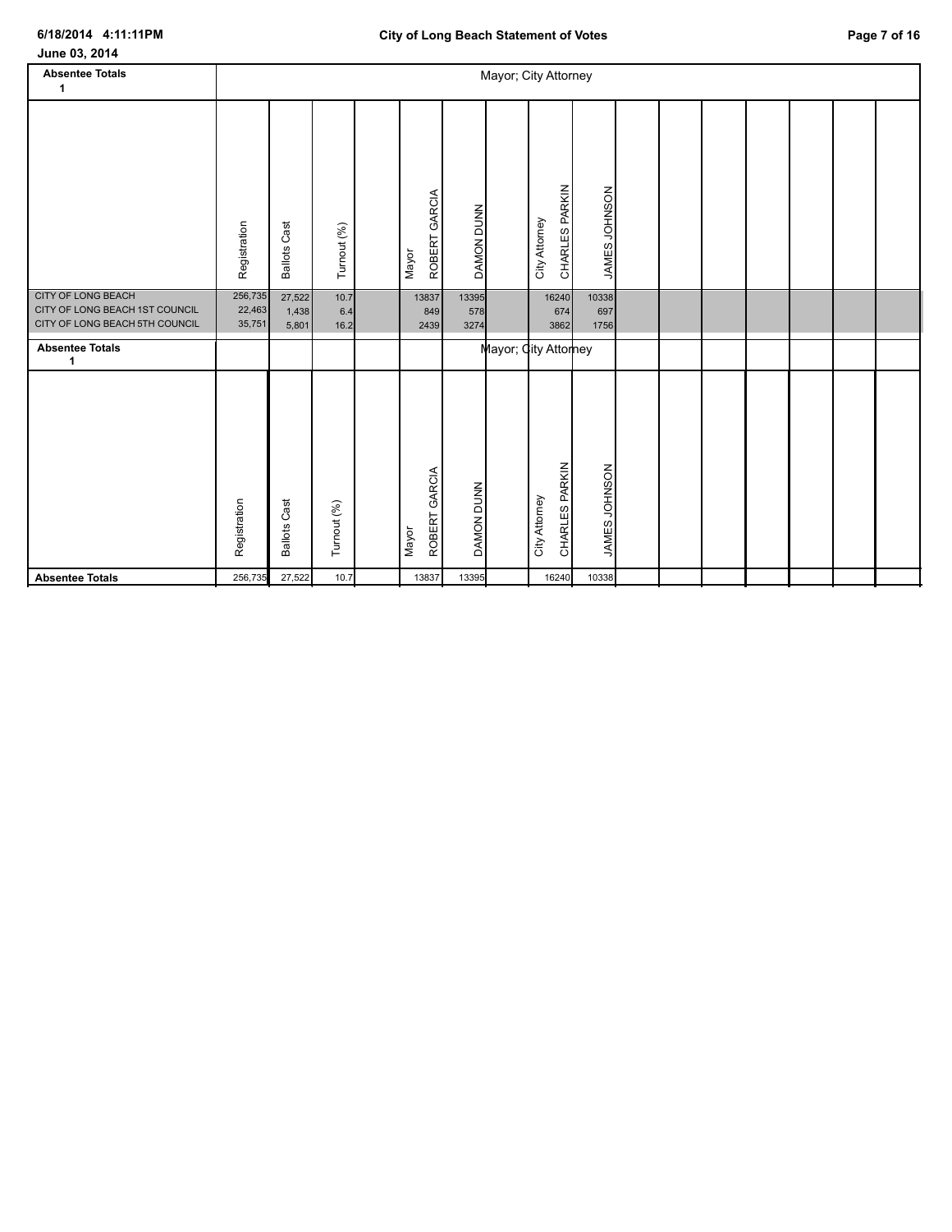June 03, 2014

City of Long Beach Statement of Votes

## Absentee Totals 1

| | Registration | Ballots Cast | Turnout (%) | | Mayor ROBERT GARCIA | DAMON DUNN | | City Attorney CHARLES PARKIN | JAMES JOHNSON |
|---|---|---|---|---|---|---|---|---|---|
| CITY OF LONG BEACH | 256,735 | 27,522 | 10.7 | | 13837 | 13395 | | 16240 | 10338 |
| CITY OF LONG BEACH 1ST COUNCIL | 22,463 | 1,438 | 6.4 | | 849 | 578 | | 674 | 697 |
| CITY OF LONG BEACH 5TH COUNCIL | 35,751 | 5,801 | 16.2 | | 2439 | 3274 | | 3862 | 1756 |

## Absentee Totals 1

| | Registration | Ballots Cast | Turnout (%) | | Mayor ROBERT GARCIA | DAMON DUNN | | City Attorney CHARLES PARKIN | JAMES JOHNSON |
|---|---|---|---|---|---|---|---|---|---|
| **Absentee Totals** | 256,735 | 27,522 | 10.7 | | 13837 | 13395 | | 16240 | 10338 |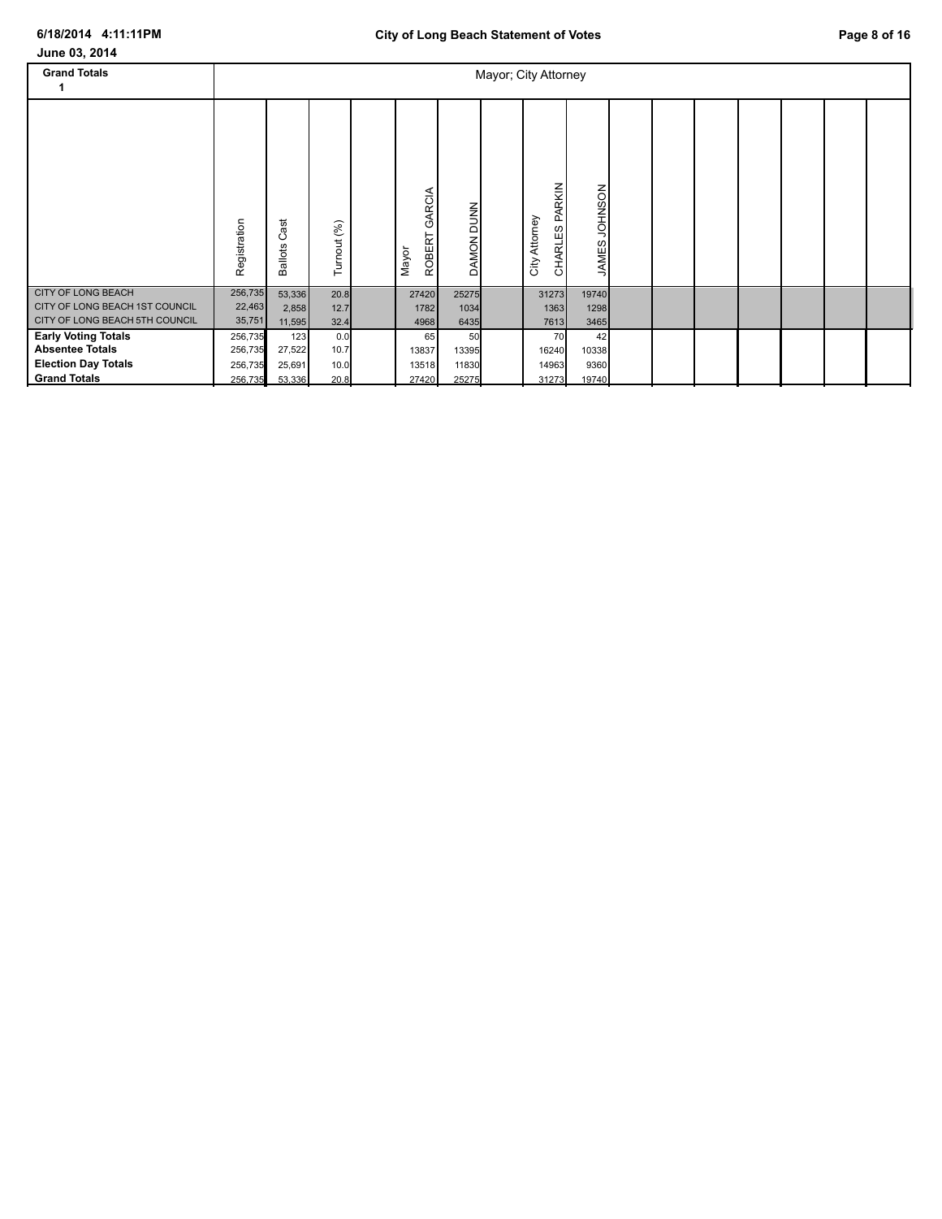June 03, 2014

| Grand Totals 1 | Registration | Ballots Cast | Turnout (%) | Mayor ROBERT GARCIA | DAMON DUNN | City Attorney CHARLES PARKIN | JAMES JOHNSON |
|---|---|---|---|---|---|---|---|
| CITY OF LONG BEACH | 256,735 | 53,336 | 20.8 | 27420 | 25275 | 31273 | 19740 |
| CITY OF LONG BEACH 1ST COUNCIL | 22,463 | 2,858 | 12.7 | 1782 | 1034 | 1363 | 1298 |
| CITY OF LONG BEACH 5TH COUNCIL | 35,751 | 11,595 | 32.4 | 4968 | 6435 | 7613 | 3465 |
| **Early Voting Totals** | 256,735 | 123 | 0.0 | 65 | 50 | 70 | 42 |
| **Absentee Totals** | 256,735 | 27,522 | 10.7 | 13837 | 13395 | 16240 | 10338 |
| **Election Day Totals** | 256,735 | 25,691 | 10.0 | 13518 | 11830 | 14963 | 9360 |
| **Grand Totals** | 256,735 | 53,336 | 20.8 | 27420 | 25275 | 31273 | 19740 |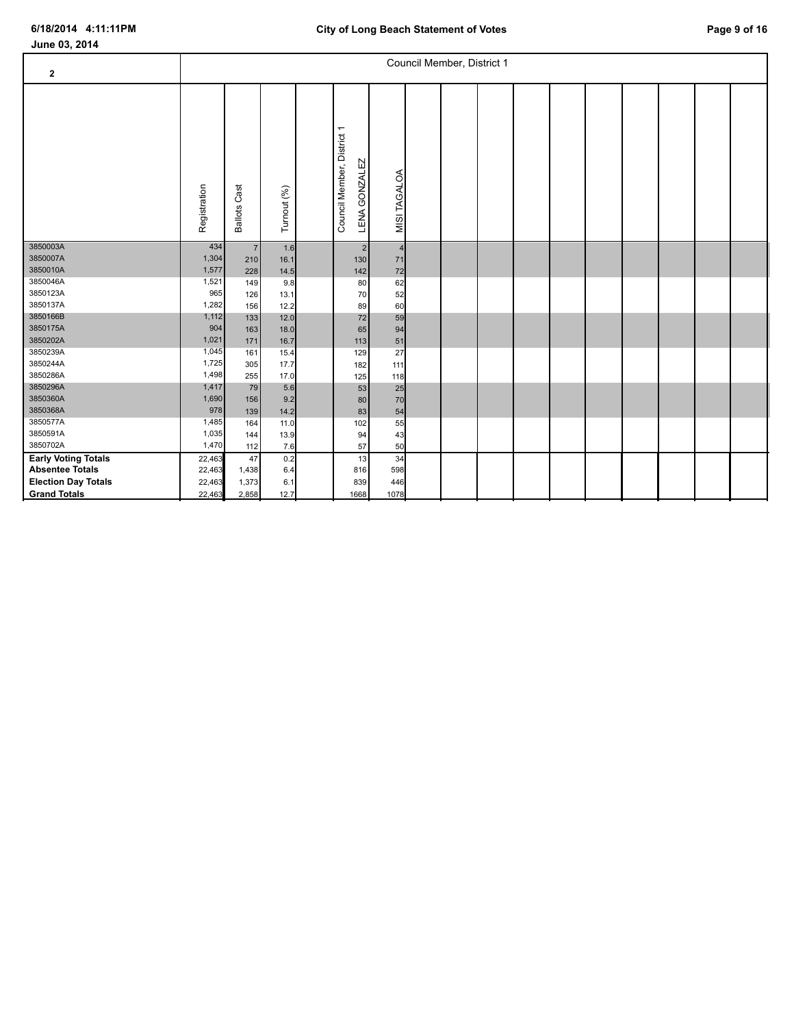June 03, 2014

## Council Member, District 1

| 2 | Registration | Ballots Cast | Turnout (%) | Council Member, District 1 LENA GONZALEZ | MISI TAGALOA |
|---|---|---|---|---|---|
| 3850003A | 434 | 7 | 1.6 | 2 | 4 |
| 3850007A | 1,304 | 210 | 16.1 | 130 | 71 |
| 3850010A | 1,577 | 228 | 14.5 | 142 | 72 |
| 3850046A | 1,521 | 149 | 9.8 | 80 | 62 |
| 3850123A | 965 | 126 | 13.1 | 70 | 52 |
| 3850137A | 1,282 | 156 | 12.2 | 89 | 60 |
| 3850166B | 1,112 | 133 | 12.0 | 72 | 59 |
| 3850175A | 904 | 163 | 18.0 | 65 | 94 |
| 3850202A | 1,021 | 171 | 16.7 | 113 | 51 |
| 3850239A | 1,045 | 161 | 15.4 | 129 | 27 |
| 3850244A | 1,725 | 305 | 17.7 | 182 | 111 |
| 3850286A | 1,498 | 255 | 17.0 | 125 | 118 |
| 3850296A | 1,417 | 79 | 5.6 | 53 | 25 |
| 3850360A | 1,690 | 156 | 9.2 | 80 | 70 |
| 3850368A | 978 | 139 | 14.2 | 83 | 54 |
| 3850577A | 1,485 | 164 | 11.0 | 102 | 55 |
| 3850591A | 1,035 | 144 | 13.9 | 94 | 43 |
| 3850702A | 1,470 | 112 | 7.6 | 57 | 50 |
| **Early Voting Totals** | 22,463 | 47 | 0.2 | 13 | 34 |
| **Absentee Totals** | 22,463 | 1,438 | 6.4 | 816 | 598 |
| **Election Day Totals** | 22,463 | 1,373 | 6.1 | 839 | 446 |
| **Grand Totals** | 22,463 | 2,858 | 12.7 | 1668 | 1078 |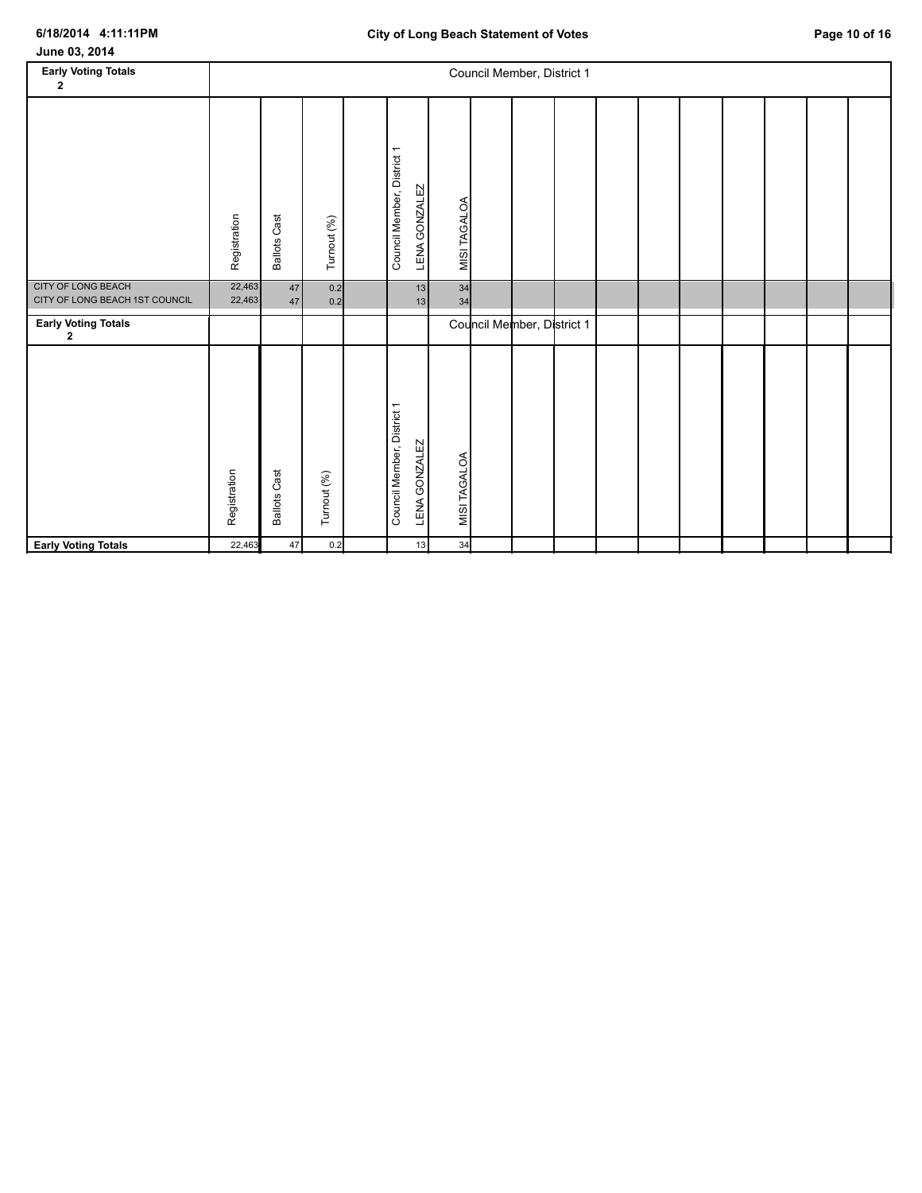June 03, 2014

**Early Voting Totals 2**

| | Registration | Ballots Cast | Turnout (%) | | Council Member, District 1 LENA GONZALEZ | MISI TAGALOA |
|---|---|---|---|---|---|---|
| CITY OF LONG BEACH | 22,463 | 47 | 0.2 | | 13 | 34 |
| CITY OF LONG BEACH 1ST COUNCIL | 22,463 | 47 | 0.2 | | 13 | 34 |

**Early Voting Totals 2**

| | Registration | Ballots Cast | Turnout (%) | | Council Member, District 1 LENA GONZALEZ | MISI TAGALOA |
|---|---|---|---|---|---|---|
| **Early Voting Totals** | 22,463 | 47 | 0.2 | | 13 | 34 |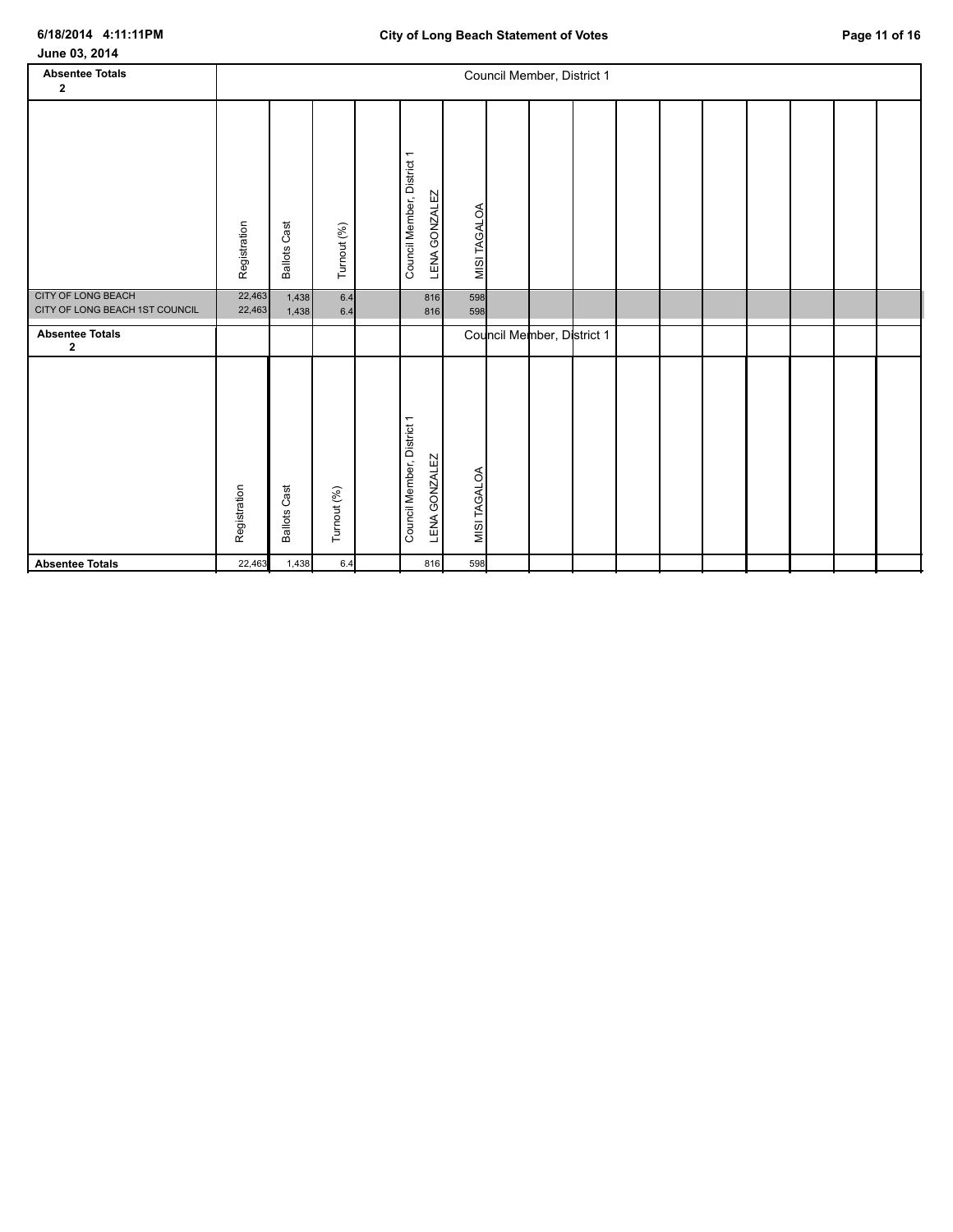June 03, 2014

| Absentee Totals 2 | Registration | Ballots Cast | Turnout (%) | | Council Member, District 1 LENA GONZALEZ | MISI TAGALOA |
|---|---|---|---|---|---|---|
| CITY OF LONG BEACH | 22,463 | 1,438 | 6.4 | | 816 | 598 |
| CITY OF LONG BEACH 1ST COUNCIL | 22,463 | 1,438 | 6.4 | | 816 | 598 |

| Absentee Totals 2 | Registration | Ballots Cast | Turnout (%) | | Council Member, District 1 LENA GONZALEZ | MISI TAGALOA |
|---|---|---|---|---|---|---|
| **Absentee Totals** | 22,463 | 1,438 | 6.4 | | 816 | 598 |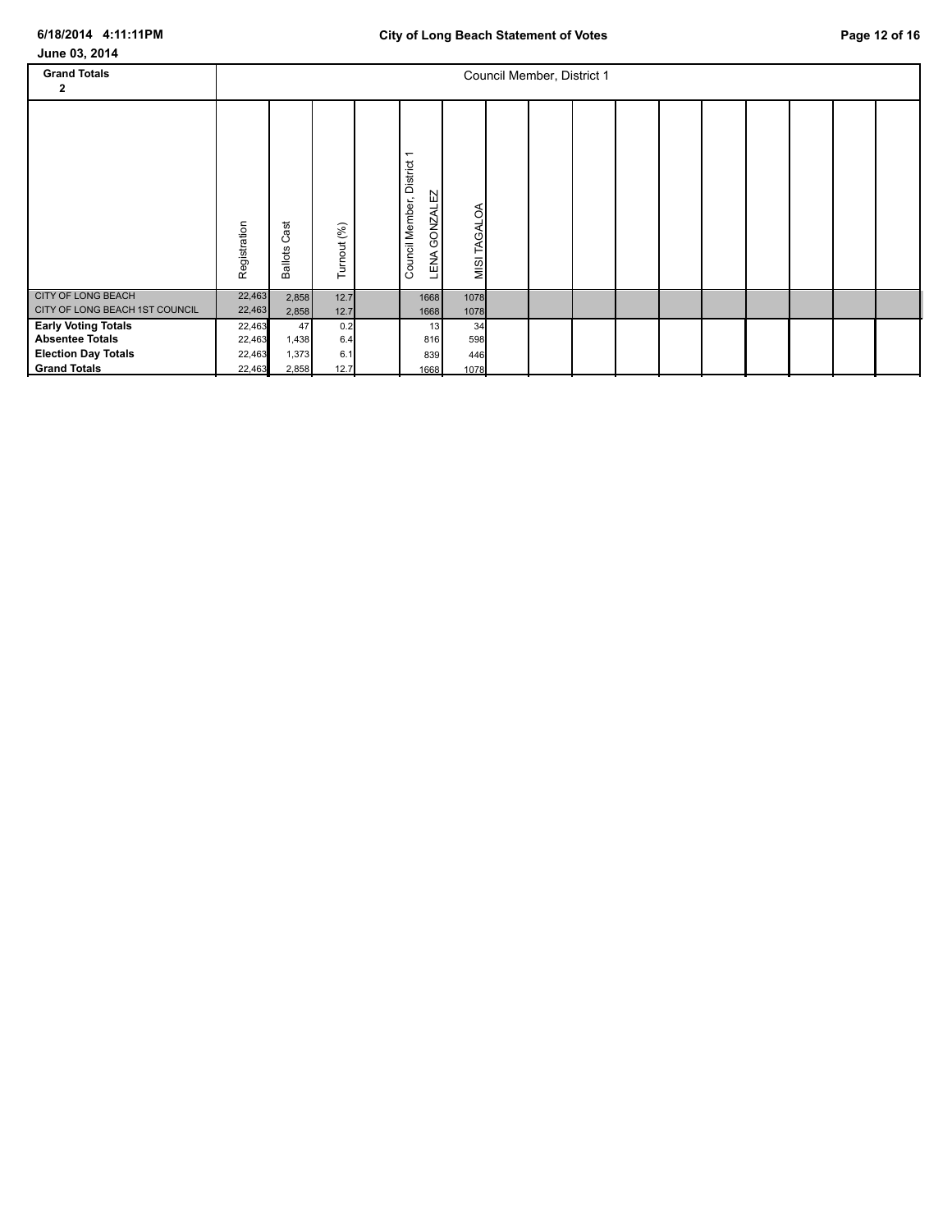June 03, 2014

| Grand Totals 2 | Registration | Ballots Cast | Turnout (%) | | Council Member, District 1 LENA GONZALEZ | MISI TAGALOA |
|---|---|---|---|---|---|---|
| | | | | | Council Member, District 1 | |
| CITY OF LONG BEACH | 22,463 | 2,858 | 12.7 | | 1668 | 1078 |
| CITY OF LONG BEACH 1ST COUNCIL | 22,463 | 2,858 | 12.7 | | 1668 | 1078 |
| **Early Voting Totals** | 22,463 | 47 | 0.2 | | 13 | 34 |
| **Absentee Totals** | 22,463 | 1,438 | 6.4 | | 816 | 598 |
| **Election Day Totals** | 22,463 | 1,373 | 6.1 | | 839 | 446 |
| **Grand Totals** | 22,463 | 2,858 | 12.7 | | 1668 | 1078 |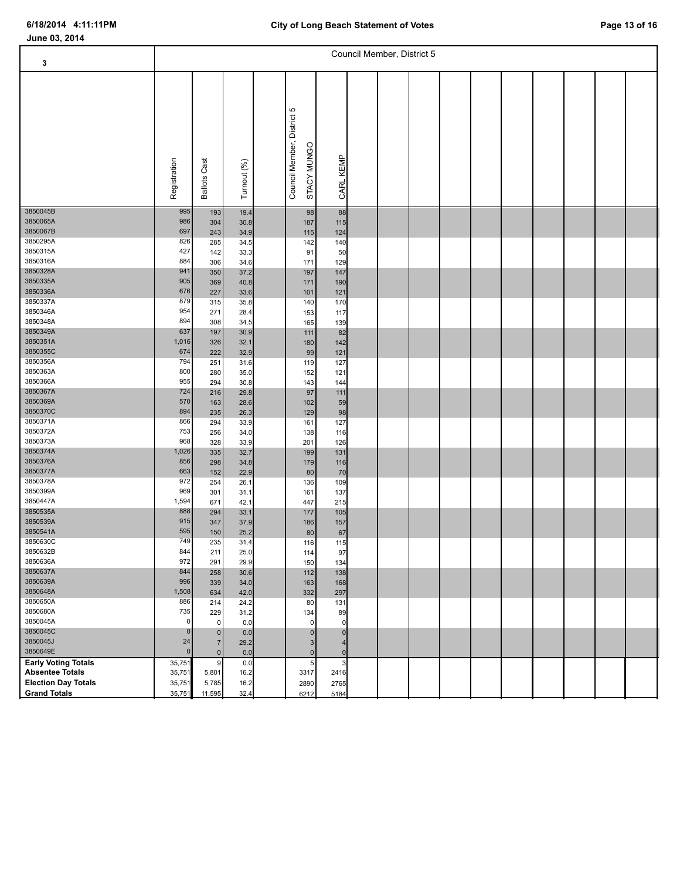June 03, 2014

# Council Member, District 5

| 3 | Registration | Ballots Cast | Turnout (%) | Council Member, District 5 | STACY MUNGO | CARL KEMP |
|---|---|---|---|---|---|---|
| 3850045B | 995 | 193 | 19.4 | | 98 | 88 |
| 3850065A | 986 | 304 | 30.8 | | 187 | 115 |
| 3850067B | 697 | 243 | 34.9 | | 115 | 124 |
| 3850295A | 826 | 285 | 34.5 | | 142 | 140 |
| 3850315A | 427 | 142 | 33.3 | | 91 | 50 |
| 3850316A | 884 | 306 | 34.6 | | 171 | 129 |
| 3850328A | 941 | 350 | 37.2 | | 197 | 147 |
| 3850335A | 905 | 369 | 40.8 | | 171 | 190 |
| 3850336A | 676 | 227 | 33.6 | | 101 | 121 |
| 3850337A | 879 | 315 | 35.8 | | 140 | 170 |
| 3850346A | 954 | 271 | 28.4 | | 153 | 117 |
| 3850348A | 894 | 308 | 34.5 | | 165 | 139 |
| 3850349A | 637 | 197 | 30.9 | | 111 | 82 |
| 3850351A | 1,016 | 326 | 32.1 | | 180 | 142 |
| 3850355C | 674 | 222 | 32.9 | | 99 | 121 |
| 3850356A | 794 | 251 | 31.6 | | 119 | 127 |
| 3850363A | 800 | 280 | 35.0 | | 152 | 121 |
| 3850366A | 955 | 294 | 30.8 | | 143 | 144 |
| 3850367A | 724 | 216 | 29.8 | | 97 | 111 |
| 3850369A | 570 | 163 | 28.6 | | 102 | 59 |
| 3850370C | 894 | 235 | 26.3 | | 129 | 98 |
| 3850371A | 866 | 294 | 33.9 | | 161 | 127 |
| 3850372A | 753 | 256 | 34.0 | | 138 | 116 |
| 3850373A | 968 | 328 | 33.9 | | 201 | 126 |
| 3850374A | 1,026 | 335 | 32.7 | | 199 | 131 |
| 3850376A | 856 | 298 | 34.8 | | 179 | 116 |
| 3850377A | 663 | 152 | 22.9 | | 80 | 70 |
| 3850378A | 972 | 254 | 26.1 | | 136 | 109 |
| 3850399A | 969 | 301 | 31.1 | | 161 | 137 |
| 3850447A | 1,594 | 671 | 42.1 | | 447 | 215 |
| 3850535A | 888 | 294 | 33.1 | | 177 | 105 |
| 3850539A | 915 | 347 | 37.9 | | 186 | 157 |
| 3850541A | 595 | 150 | 25.2 | | 80 | 67 |
| 3850630C | 749 | 235 | 31.4 | | 116 | 115 |
| 3850632B | 844 | 211 | 25.0 | | 114 | 97 |
| 3850636A | 972 | 291 | 29.9 | | 150 | 134 |
| 3850637A | 844 | 258 | 30.6 | | 112 | 138 |
| 3850639A | 996 | 339 | 34.0 | | 163 | 168 |
| 3850648A | 1,508 | 634 | 42.0 | | 332 | 297 |
| 3850650A | 886 | 214 | 24.2 | | 80 | 131 |
| 3850680A | 735 | 229 | 31.2 | | 134 | 89 |
| 3850045A | 0 | 0 | 0.0 | | 0 | 0 |
| 3850045C | 0 | 0 | 0.0 | | 0 | 0 |
| 3850045J | 24 | 7 | 29.2 | | 3 | 4 |
| 3850649E | 0 | 0 | 0.0 | | 0 | 0 |
| **Early Voting Totals** | 35,751 | 9 | 0.0 | | 5 | 3 |
| **Absentee Totals** | 35,751 | 5,801 | 16.2 | | 3317 | 2416 |
| **Election Day Totals** | 35,751 | 5,785 | 16.2 | | 2890 | 2765 |
| **Grand Totals** | 35,751 | 11,595 | 32.4 | | 6212 | 5184 |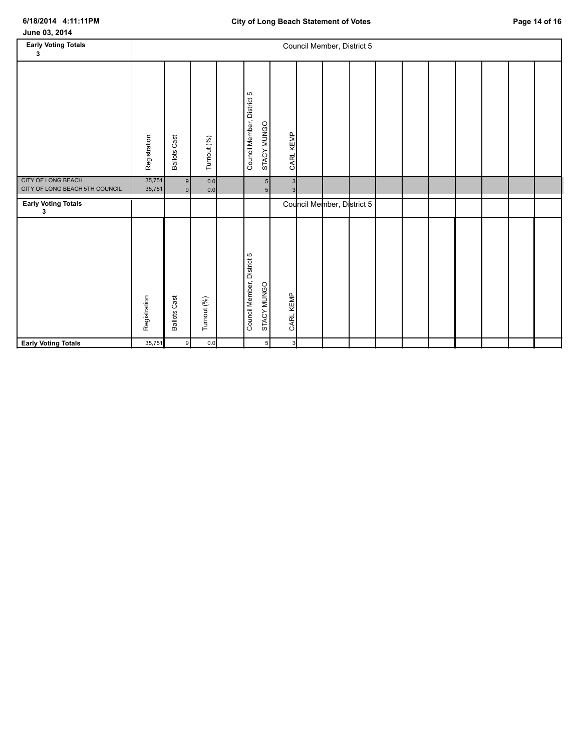June 03, 2014

| Early Voting Totals 3 | Council Member, District 5 | | | | | |
|---|---|---|---|---|---|---|
| | Registration | Ballots Cast | Turnout (%) | | Council Member, District 5 STACY MUNGO | CARL KEMP |
| CITY OF LONG BEACH | 35,751 | 9 | 0.0 | | 5 | 3 |
| CITY OF LONG BEACH 5TH COUNCIL | 35,751 | 9 | 0.0 | | 5 | 3 |

| Early Voting Totals 3 | | | | | Council Member, District 5 | |
|---|---|---|---|---|---|---|
| | Registration | Ballots Cast | Turnout (%) | | Council Member, District 5 STACY MUNGO | CARL KEMP |
| **Early Voting Totals** | 35,751 | 9 | 0.0 | | 5 | 3 |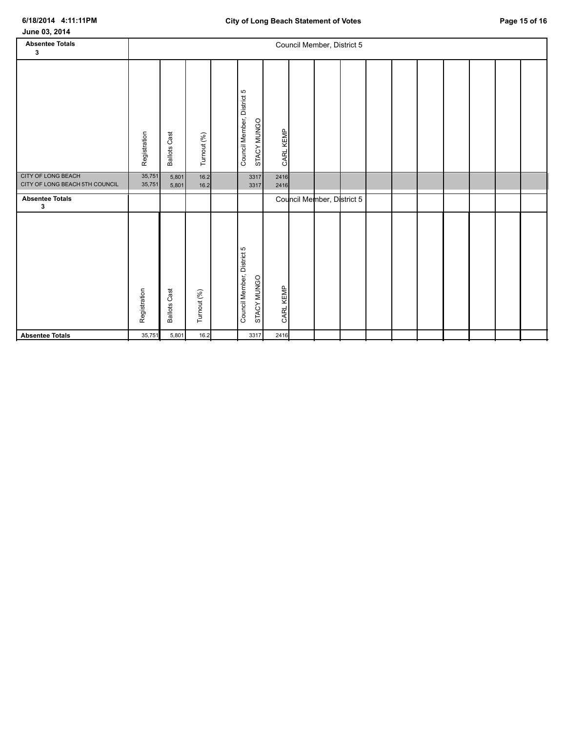June 03, 2014

| Absentee Totals 3 | Council Member, District 5 | | | | | |
|---|---|---|---|---|---|---|
| | Registration | Ballots Cast | Turnout (%) | | Council Member, District 5 STACY MUNGO | CARL KEMP |
| CITY OF LONG BEACH | 35,751 | 5,801 | 16.2 | | 3317 | 2416 |
| CITY OF LONG BEACH 5TH COUNCIL | 35,751 | 5,801 | 16.2 | | 3317 | 2416 |

| Absentee Totals 3 | | | | | Council Member, District 5 | |
|---|---|---|---|---|---|---|
| | Registration | Ballots Cast | Turnout (%) | | Council Member, District 5 STACY MUNGO | CARL KEMP |
| **Absentee Totals** | 35,751 | 5,801 | 16.2 | | 3317 | 2416 |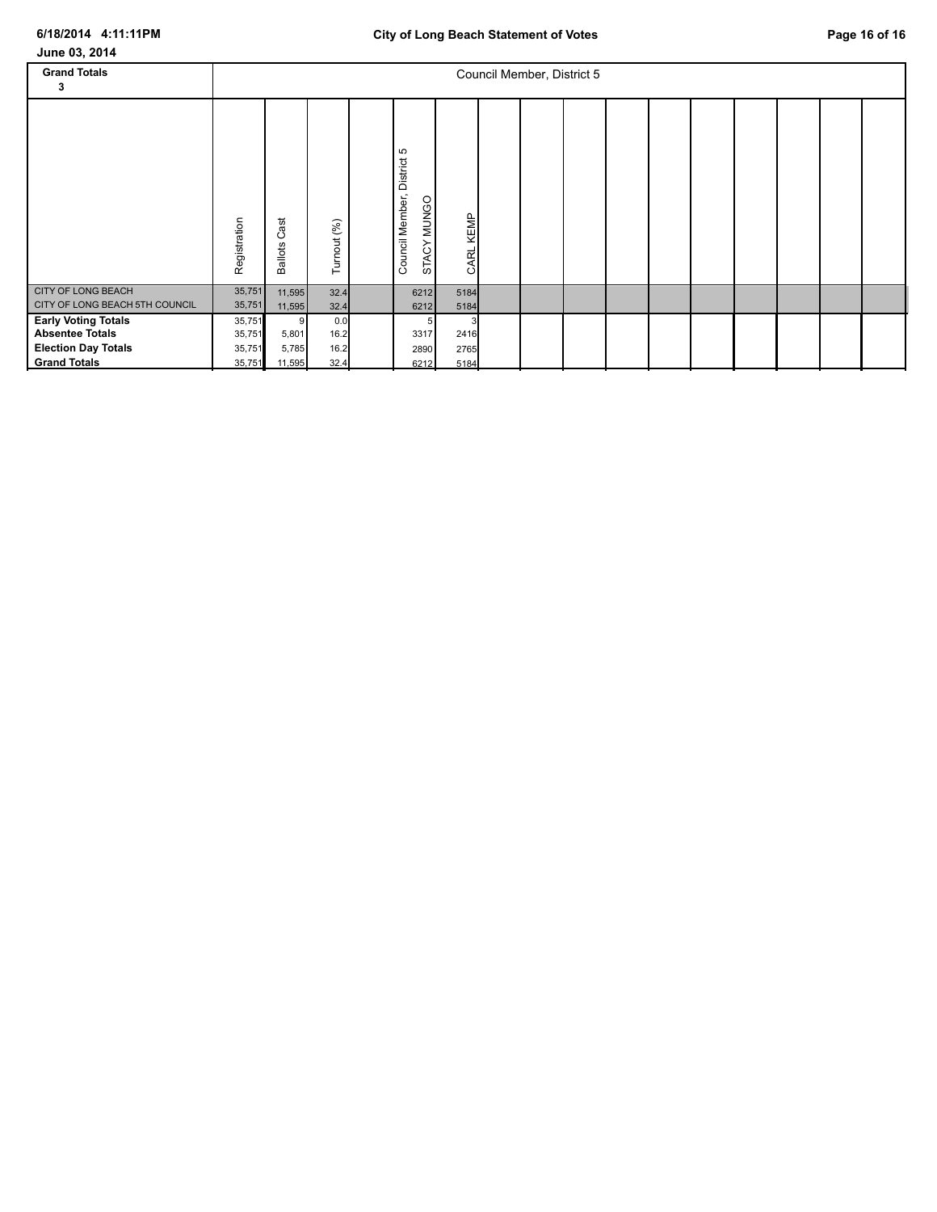**June 03, 2014**

**City of Long Beach Statement of Votes**

| **Grand Totals 3** | Council Member, District 5 | | | | | |
|---|---|---|---|---|---|---|
| | Registration | Ballots Cast | Turnout (%) | | Council Member, District 5 STACY MUNGO | CARL KEMP |
| CITY OF LONG BEACH | 35,751 | 11,595 | 32.4 | | 6212 | 5184 |
| CITY OF LONG BEACH 5TH COUNCIL | 35,751 | 11,595 | 32.4 | | 6212 | 5184 |
| **Early Voting Totals** | 35,751 | 9 | 0.0 | | 5 | 3 |
| **Absentee Totals** | 35,751 | 5,801 | 16.2 | | 3317 | 2416 |
| **Election Day Totals** | 35,751 | 5,785 | 16.2 | | 2890 | 2765 |
| **Grand Totals** | 35,751 | 11,595 | 32.4 | | 6212 | 5184 |